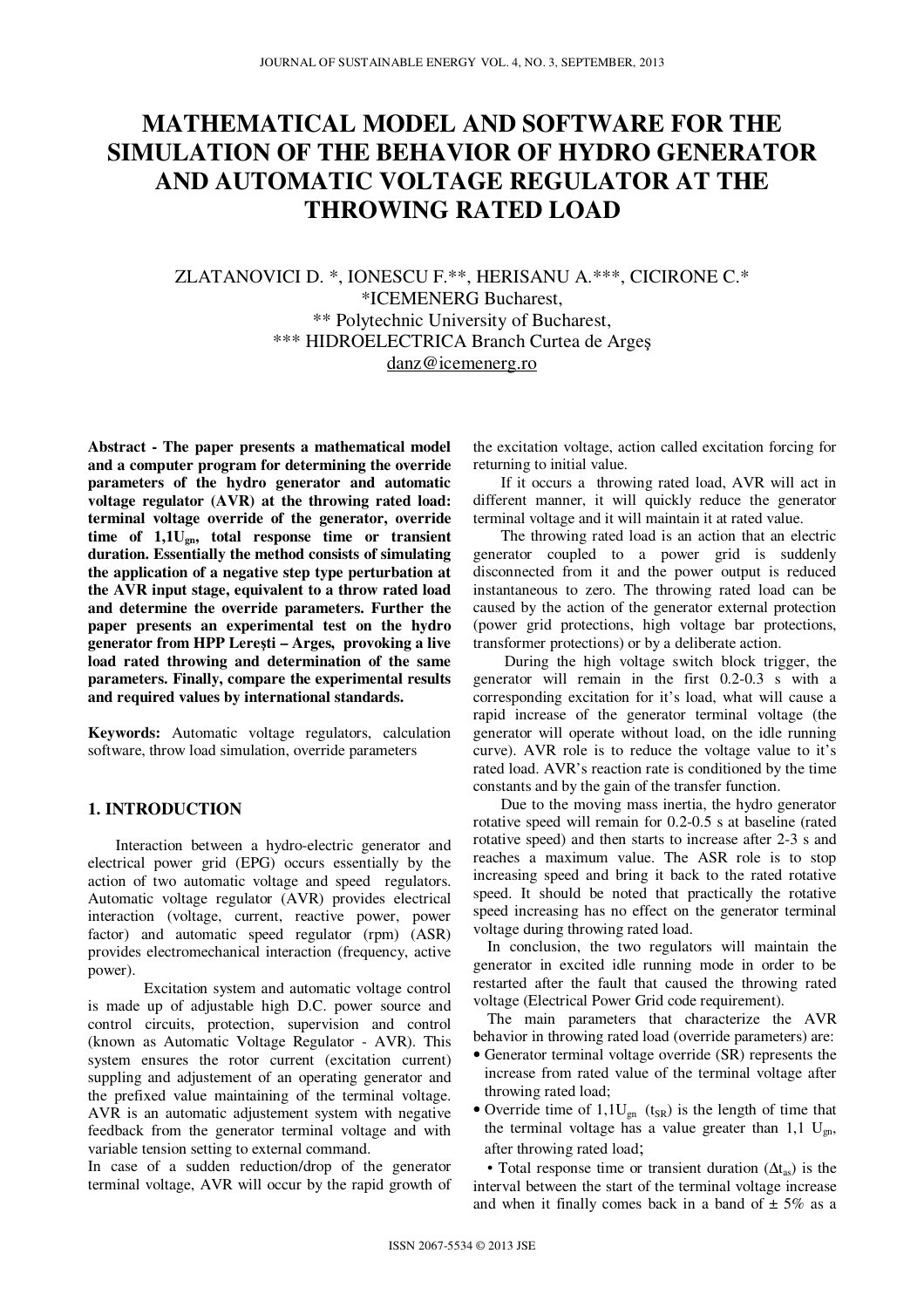# MATHEMATICAL MODEL AND SOFTWARE FOR THE SIMULATION OF THE BEHAVIOR OF HYDRO GENERATOR AND AUTOMATIC VOLTAGE REGULATOR AT THE THROWING RATED LOAD

ZLATANOVICI D. *, IONESCU F.**, HERISANU A.***, CICIRONE C.*

*ICEMENERG Bucharest,

** Polytechnic University of Bucharest,

*** HIDROELECTRICA Branch Curtea de Argeş

danz@icemenerg.ro

**Abstract - The paper presents a mathematical model and a computer program for determining the override parameters of the hydro generator and automatic voltage regulator (AVR) at the throwing rated load: terminal voltage override of the generator, override time of $1{,}1U_{gn}$, total response time or transient duration. Essentially the method consists of simulating the application of a negative step type perturbation at the AVR input stage, equivalent to a throw rated load and determine the override parameters. Further the paper presents an experimental test on the hydro generator from HPP Lereşti – Arges, provoking a live load rated throwing and determination of the same parameters. Finally, compare the experimental results and required values by international standards.**

**Keywords:** Automatic voltage regulators, calculation software, throw load simulation, override parameters

## 1. INTRODUCTION

Interaction between a hydro-electric generator and electrical power grid (EPG) occurs essentially by the action of two automatic voltage and speed regulators. Automatic voltage regulator (AVR) provides electrical interaction (voltage, current, reactive power, power factor) and automatic speed regulator (rpm) (ASR) provides electromechanical interaction (frequency, active power).

Excitation system and automatic voltage control is made up of adjustable high D.C. power source and control circuits, protection, supervision and control (known as Automatic Voltage Regulator - AVR). This system ensures the rotor current (excitation current) suppling and adjustement of an operating generator and the prefixed value maintaining of the terminal voltage. AVR is an automatic adjustement system with negative feedback from the generator terminal voltage and with variable tension setting to external command.

In case of a sudden reduction/drop of the generator terminal voltage, AVR will occur by the rapid growth of the excitation voltage, action called excitation forcing for returning to initial value.

If it occurs a throwing rated load, AVR will act in different manner, it will quickly reduce the generator terminal voltage and it will maintain it at rated value.

The throwing rated load is an action that an electric generator coupled to a power grid is suddenly disconnected from it and the power output is reduced instantaneous to zero. The throwing rated load can be caused by the action of the generator external protection (power grid protections, high voltage bar protections, transformer protections) or by a deliberate action.

During the high voltage switch block trigger, the generator will remain in the first 0.2-0.3 s with a corresponding excitation for it's load, what will cause a rapid increase of the generator terminal voltage (the generator will operate without load, on the idle running curve). AVR role is to reduce the voltage value to it's rated load. AVR's reaction rate is conditioned by the time constants and by the gain of the transfer function.

Due to the moving mass inertia, the hydro generator rotative speed will remain for 0.2-0.5 s at baseline (rated rotative speed) and then starts to increase after 2-3 s and reaches a maximum value. The ASR role is to stop increasing speed and bring it back to the rated rotative speed. It should be noted that practically the rotative speed increasing has no effect on the generator terminal voltage during throwing rated load.

In conclusion, the two regulators will maintain the generator in excited idle running mode in order to be restarted after the fault that caused the throwing rated voltage (Electrical Power Grid code requirement).

The main parameters that characterize the AVR behavior in throwing rated load (override parameters) are:

- Generator terminal voltage override (SR) represents the increase from rated value of the terminal voltage after throwing rated load;
- Override time of $1{,}1U_{gn}$ ($t_{SR}$) is the length of time that the terminal voltage has a value greater than $1{,}1\ U_{gn}$, after throwing rated load;
- Total response time or transient duration ($\Delta t_{as}$) is the interval between the start of the terminal voltage increase and when it finally comes back in a band of ± 5% as a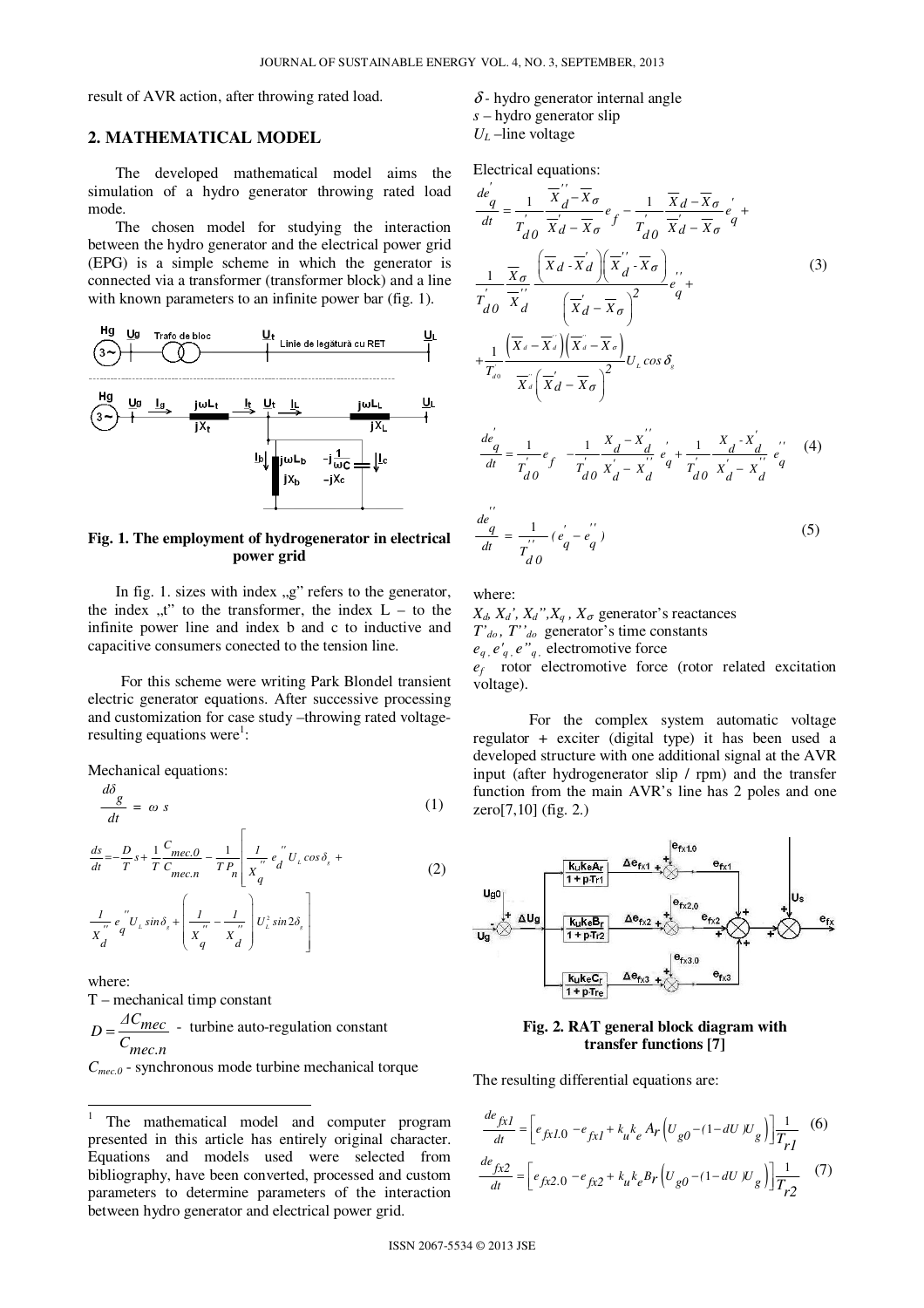result of AVR action, after throwing rated load.

## 2. MATHEMATICAL MODEL

The developed mathematical model aims the simulation of a hydro generator throwing rated load mode.

The chosen model for studying the interaction between the hydro generator and the electrical power grid (EPG) is a simple scheme in which the generator is connected via a transformer (transformer block) and a line with known parameters to an infinite power bar (fig. 1).

**Fig. 1. The employment of hydrogenerator in electrical power grid**

In fig. 1. sizes with index „g" refers to the generator, the index „t" to the transformer, the index L – to the infinite power line and index b and c to inductive and capacitive consumers conected to the tension line.

For this scheme were writing Park Blondel transient electric generator equations. After successive processing and customization for case study –throwing rated voltage- resulting equations were[1]:

Mechanical equations:

$$\frac{d\delta_g}{dt} = \omega\, s \tag{1}$$

$$\frac{ds}{dt} = -\frac{D}{T}s + \frac{1}{T}\frac{C_{mec.0}}{C_{mec.n}} - \frac{1}{T P_n}\left[\frac{1}{X''_q}e''_d U_L \cos\delta_g + \frac{1}{X''_d}e''_q U_L \sin\delta_g + \left(\frac{1}{X''_q} - \frac{1}{X''_d}\right)U_L^2 \sin 2\delta_g\right] \tag{2}$$

where:

T – mechanical timp constant

$D = \dfrac{\Delta C_{mec}}{C_{mec.n}}$ - turbine auto-regulation constant

$C_{mec.0}$ - synchronous mode turbine mechanical torque

$\delta$ - hydro generator internal angle

s – hydro generator slip

$U_L$ –line voltage

Electrical equations:

$$\frac{de'_q}{dt} = \frac{1}{T'_{d0}}\frac{\overline{X}''_d - \overline{X}_\sigma}{\overline{X}'_d - \overline{X}_\sigma}e_f - \frac{1}{T'_{d0}}\frac{\overline{X}_d - \overline{X}_\sigma}{\overline{X}'_d - \overline{X}_\sigma}e'_q + \frac{1}{T'_{d0}}\frac{\overline{X}_\sigma}{\overline{X}''_d}\frac{\left(\overline{X}_d - \overline{X}'_d\right)\left(\overline{X}''_d - \overline{X}_\sigma\right)}{\left(\overline{X}'_d - \overline{X}_\sigma\right)^2}e''_q + \frac{1}{T'_{d0}}\frac{\left(\overline{X}_d - \overline{X}'_d\right)\left(\overline{X}''_d - \overline{X}_\sigma\right)}{\overline{X}''_d\left(\overline{X}'_d - \overline{X}_\sigma\right)^2}U_L \cos\delta_g \tag{3}$$

$$\frac{de'_q}{dt} = \frac{1}{T'_{d0}}e_f - \frac{1}{T'_{d0}}\frac{X_d - X''_d}{X'_d - X''_d}e'_q + \frac{1}{T'_{d0}}\frac{X_d - X'_d}{X'_d - X''_d}e''_q \tag{4}$$

$$\frac{de''_q}{dt} = \frac{1}{T''_{d0}}\left(e'_q - e''_q\right) \tag{5}$$

where:

$X_d, X_d', X_d'', X_q, X_\sigma$ generator's reactances

$T'_{do}$, $T''_{do}$ generator's time constants

$e_q, e'_q, e''_q$ electromotive force

$e_f$ rotor electromotive force (rotor related excitation voltage).

For the complex system automatic voltage regulator + exciter (digital type) it has been used a developed structure with one additional signal at the AVR input (after hydrogenerator slip / rpm) and the transfer function from the main AVR's line has 2 poles and one zero[7,10] (fig. 2.)

**Fig. 2. RAT general block diagram with transfer functions [7]**

The resulting differential equations are:

$$\frac{de_{fx1}}{dt} = \left[e_{fx1.0} - e_{fx1} + k_u k_e A_r \left(U_{g0} - (1 - dU)U_g\right)\right]\frac{1}{T_{r1}} \tag{6}$$

$$\frac{de_{fx2}}{dt} = \left[e_{fx2.0} - e_{fx2} + k_u k_e B_r \left(U_{g0} - (1 - dU)U_g\right)\right]\frac{1}{T_{r2}} \tag{7}$$

---

[1] The mathematical model and computer program presented in this article has entirely original character. Equations and models used were selected from bibliography, have been converted, processed and custom parameters to determine parameters of the interaction between hydro generator and electrical power grid.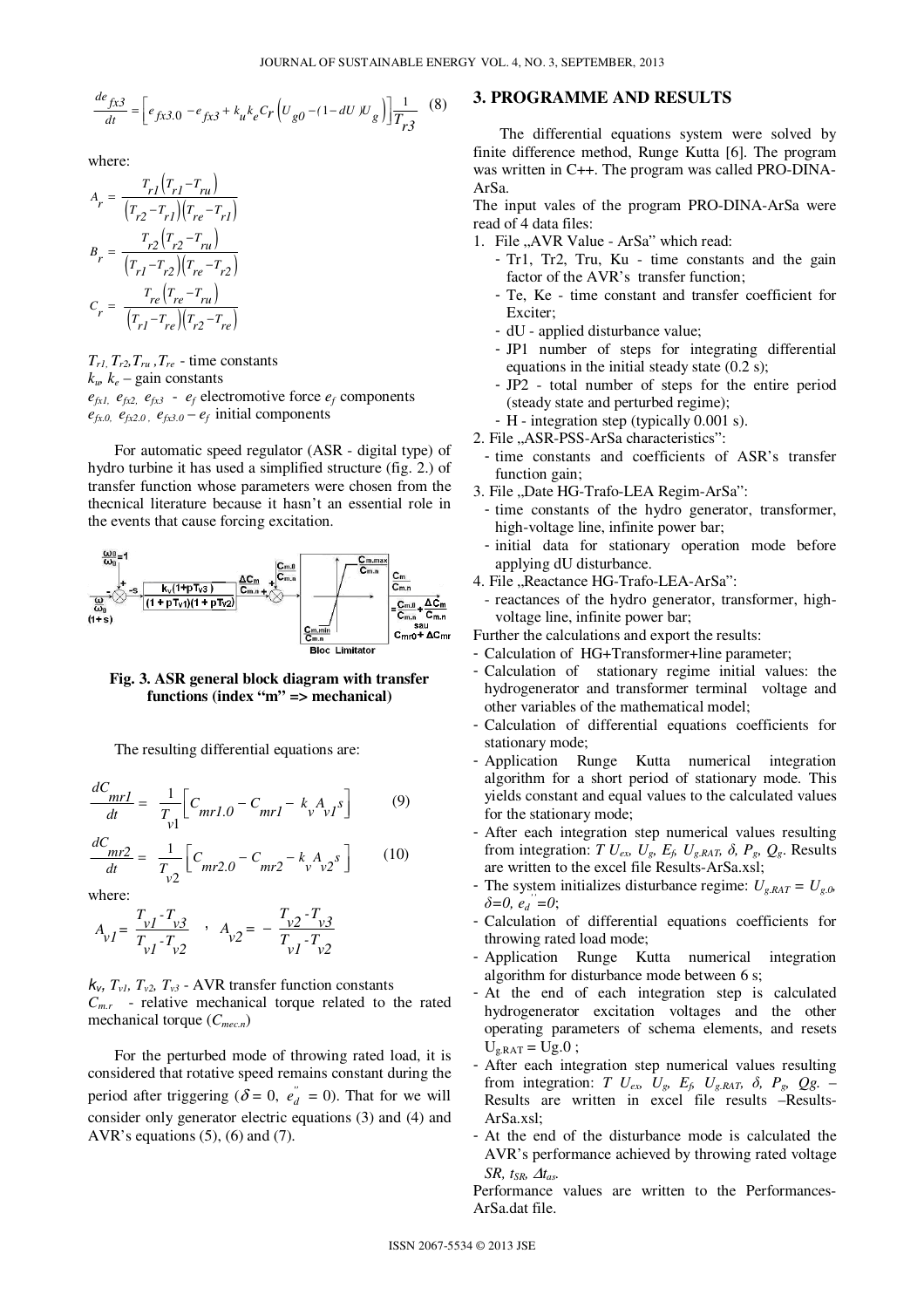$$\frac{de_{fx3}}{dt} = \left[ e_{fx3.0} - e_{fx3} + k_u k_e C_r \left( U_{g0} - (1 - dU) U_g \right) \right] \frac{1}{T_{r3}} \quad (8)$$

where:

$$A_r = \frac{T_{r1}\left(T_{r1} - T_{ru}\right)}{\left(T_{r2} - T_{r1}\right)\left(T_{re} - T_{r1}\right)}$$

$$B_r = \frac{T_{r2}\left(T_{r2} - T_{ru}\right)}{\left(T_{r1} - T_{r2}\right)\left(T_{re} - T_{r2}\right)}$$

$$C_r = \frac{T_{re}\left(T_{re} - T_{ru}\right)}{\left(T_{r1} - T_{re}\right)\left(T_{r2} - T_{re}\right)}$$

$T_{r1}, T_{r2}, T_{ru}, T_{re}$ - time constants
$k_u$, $k_e$ – gain constants
$e_{fx1}$, $e_{fx2}$, $e_{fx3}$ - $e_f$ electromotive force $e_f$ components
$e_{fx.0}$, $e_{fx2.0}$, $e_{fx3.0}$ – $e_f$ initial components

For automatic speed regulator (ASR - digital type) of hydro turbine it has used a simplified structure (fig. 2.) of transfer function whose parameters were chosen from the thecnical literature because it hasn't an essential role in the events that cause forcing excitation.

**Fig. 3. ASR general block diagram with transfer functions (index "m" => mechanical)**

The resulting differential equations are:

$$\frac{dC_{mr1}}{dt} = \frac{1}{T_{v1}} \left[ C_{mr1.0} - C_{mr1} - k_v A_{v1} s \right] \quad (9)$$

$$\frac{dC_{mr2}}{dt} = \frac{1}{T_{v2}} \left[ C_{mr2.0} - C_{mr2} - k_v A_{v2} s \right] \quad (10)$$

where:

$$A_{v1} = \frac{T_{v1} - T_{v3}}{T_{v1} - T_{v2}} \quad , \quad A_{v2} = -\frac{T_{v2} - T_{v3}}{T_{v1} - T_{v2}}$$

$k_v$, $T_{v1}$, $T_{v2}$, $T_{v3}$ - AVR transfer function constants
$C_{m.r}$ - relative mechanical torque related to the rated mechanical torque ($C_{mec.n}$)

For the perturbed mode of throwing rated load, it is considered that rotative speed remains constant during the period after triggering ($\delta = 0$, $e_d'' = 0$). That for we will consider only generator electric equations (3) and (4) and AVR's equations (5), (6) and (7).

## 3. PROGRAMME AND RESULTS

The differential equations system were solved by finite difference method, Runge Kutta [6]. The program was written in C++. The program was called PRO-DINA-ArSa.

The input vales of the program PRO-DINA-ArSa were read of 4 data files:

1. File „AVR Value - ArSa" which read:
   - Tr1, Tr2, Tru, Ku - time constants and the gain factor of the AVR's transfer function;
   - Te, Ke - time constant and transfer coefficient for Exciter;
   - dU - applied disturbance value;
   - JP1 number of steps for integrating differential equations in the initial steady state (0.2 s);
   - JP2 - total number of steps for the entire period (steady state and perturbed regime);
   - H - integration step (typically 0.001 s).
2. File „ASR-PSS-ArSa characteristics":
   - time constants and coefficients of ASR's transfer function gain;
3. File „Date HG-Trafo-LEA Regim-ArSa":
   - time constants of the hydro generator, transformer, high-voltage line, infinite power bar;
   - initial data for stationary operation mode before applying dU disturbance.
4. File „Reactance HG-Trafo-LEA-ArSa":
   - reactances of the hydro generator, transformer, high-voltage line, infinite power bar;

Further the calculations and export the results:

- Calculation of HG+Transformer+line parameter;
- Calculation of stationary regime initial values: the hydrogenerator and transformer terminal voltage and other variables of the mathematical model;
- Calculation of differential equations coefficients for stationary mode;
- Application Runge Kutta numerical integration algorithm for a short period of stationary mode. This yields constant and equal values to the calculated values for the stationary mode;
- After each integration step numerical values resulting from integration: $T$ $U_{ex}$, $U_g$, $E_f$, $U_{g.RAT}$, $\delta$, $P_g$, $Q_g$. Results are written to the excel file Results-ArSa.xsl;
- The system initializes disturbance regime: $U_{g.RAT} = U_{g.0}$, $\delta = 0$, $e_d'' = 0$;
- Calculation of differential equations coefficients for throwing rated load mode;
- Application Runge Kutta numerical integration algorithm for disturbance mode between 6 s;
- At the end of each integration step is calculated hydrogenerator excitation voltages and the other operating parameters of schema elements, and resets $U_{g.RAT} = U_{g.0}$ ;
- After each integration step numerical values resulting from integration: $T$ $U_{ex}$, $U_g$, $E_f$, $U_{g.RAT}$, $\delta$, $P_g$, $Qg$. – Results are written in excel file results –Results-ArSa.xsl;
- At the end of the disturbance mode is calculated the AVR's performance achieved by throwing rated voltage $SR$, $t_{SR}$, $\Delta t_{as}$.

Performance values are written to the Performances-ArSa.dat file.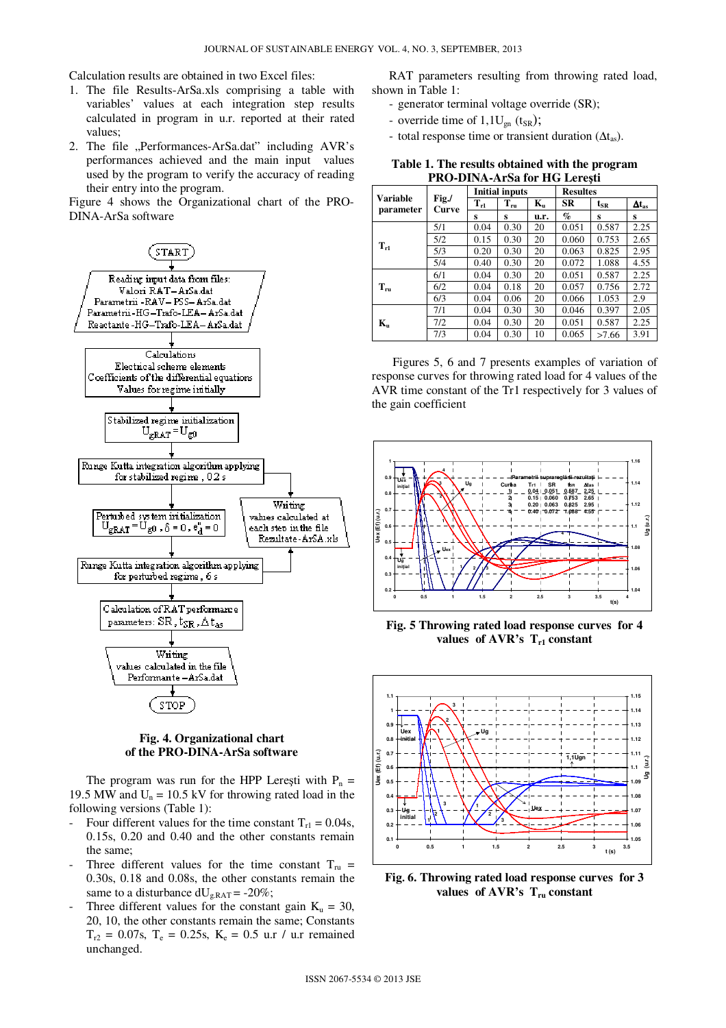Calculation results are obtained in two Excel files:

1. The file Results-ArSa.xls comprising a table with variables' values at each integration step results calculated in program in u.r. reported at their rated values;
2. The file „Performances-ArSa.dat" including AVR's performances achieved and the main input values used by the program to verify the accuracy of reading their entry into the program.

Figure 4 shows the Organizational chart of the PRO-DINA-ArSa software

```
START
Reading input data from files:
  Valori RAT–ArSa.dat
  Parametrii-RAV–PSS–ArSa.dat
  Parametrii-HG–Trafo-LEA–ArSa.dat
  Reactante-HG–Trafo-LEA–ArSa.dat
Calculations
  Electrical scheme elements
  Coefficients of the differential equations
  Values for regime initially
Stabilized regime initialization
  UgRAT = Ug0
Runge Kutta integration algorithm applying
  for stabilized regime, 0.2 s
Perturbed system initialization
  UgRAT = Ug0, δ = 0, e"d = 0
Runge Kutta integration algorithm applying
  for perturbed regime, 6 s
  -> Writing values calculated at each step in the file Rezultate-ArSA.xls
Calculation of RAT performance
  parameters: SR, tSR, Δtas
Writing
  values calculated in the file Performante–ArSa.dat
STOP
```

**Fig. 4. Organizational chart of the PRO-DINA-ArSa software**

The program was run for the HPP Lereşti with $P_n$ = 19.5 MW and $U_n$ = 10.5 kV for throwing rated load in the following versions (Table 1):

- Four different values for the time constant $T_{rl}$ = 0.04s, 0.15s, 0.20 and 0.40 and the other constants remain the same;
- Three different values for the time constant $T_{ru}$ = 0.30s, 0.18 and 0.08s, the other constants remain the same to a disturbance $dU_{g.RAT}$ = -20%;
- Three different values for the constant gain $K_u$ = 30, 20, 10, the other constants remain the same; Constants $T_{r2}$ = 0.07s, $T_e$ = 0.25s, $K_e$ = 0.5 u.r / u.r remained unchanged.

RAT parameters resulting from throwing rated load, shown in Table 1:

- generator terminal voltage override (SR);
- override time of $1{,}1U_{gn}$ ($t_{SR}$);
- total response time or transient duration ($\Delta t_{as}$).

**Table 1. The results obtained with the program PRO-DINA-ArSa for HG Lereşti**

| Variable parameter | Fig./ Curve | Initial inputs | | | Resultes | | |
|---|---|---|---|---|---|---|---|
| | | $T_{rl}$ | $T_{ru}$ | $K_u$ | SR | $t_{SR}$ | $\Delta t_{as}$ |
| | | s | s | u.r. | % | s | s |
| $T_{rl}$ | 5/1 | 0.04 | 0.30 | 20 | 0.051 | 0.587 | 2.25 |
| | 5/2 | 0.15 | 0.30 | 20 | 0.060 | 0.753 | 2.65 |
| | 5/3 | 0.20 | 0.30 | 20 | 0.063 | 0.825 | 2.95 |
| | 5/4 | 0.40 | 0.30 | 20 | 0.072 | 1.088 | 4.55 |
| $T_{ru}$ | 6/1 | 0.04 | 0.30 | 20 | 0.051 | 0.587 | 2.25 |
| | 6/2 | 0.04 | 0.18 | 20 | 0.057 | 0.756 | 2.72 |
| | 6/3 | 0.04 | 0.06 | 20 | 0.066 | 1.053 | 2.9 |
| $K_u$ | 7/1 | 0.04 | 0.30 | 30 | 0.046 | 0.397 | 2.05 |
| | 7/2 | 0.04 | 0.30 | 20 | 0.051 | 0.587 | 2.25 |
| | 7/3 | 0.04 | 0.30 | 10 | 0.065 | >7.66 | 3.91 |

Figures 5, 6 and 7 presents examples of variation of response curves for throwing rated load for 4 values of the AVR time constant of the Tr1 respectively for 3 values of the gain coefficient

**Fig. 5 Throwing rated load response curves for 4 values of AVR's $T_{rl}$ constant**

**Fig. 6. Throwing rated load response curves for 3 values of AVR's $T_{ru}$ constant**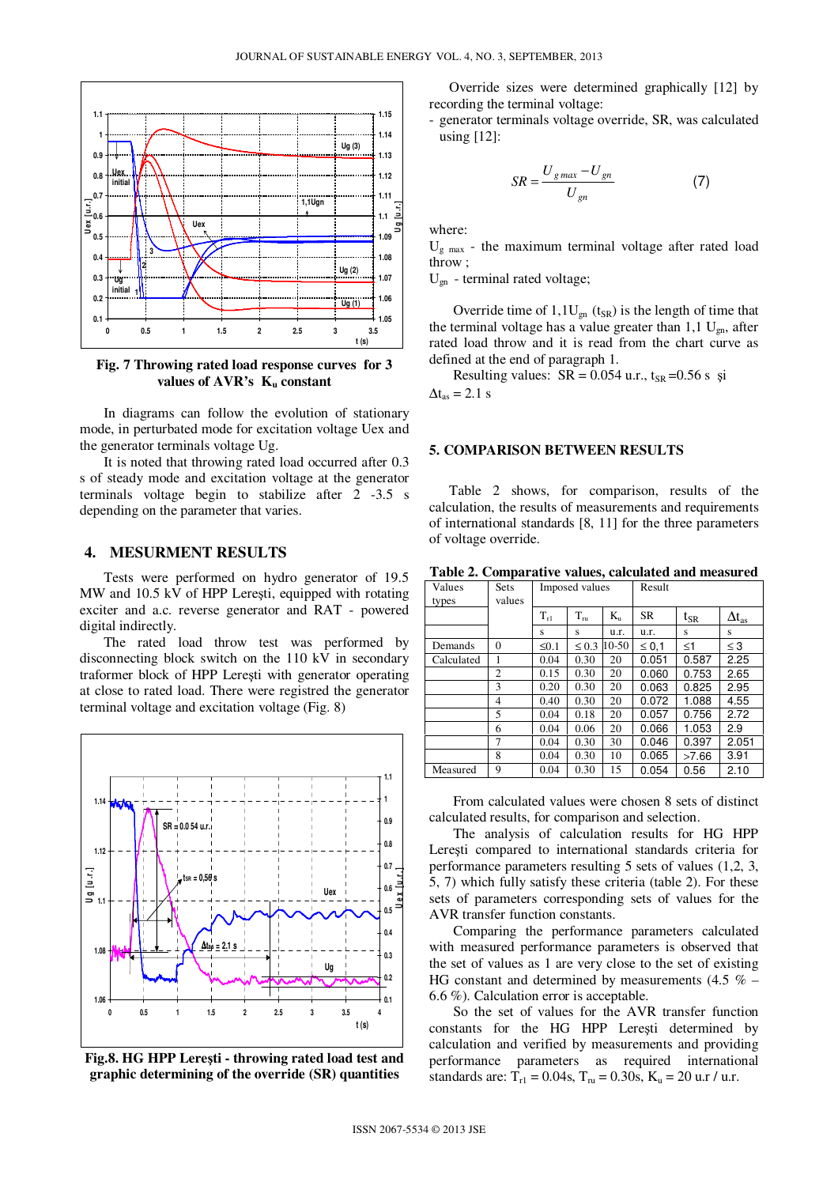Fig. 7 Throwing rated load response curves for 3 values of AVR's $K_u$ constant

In diagrams can follow the evolution of stationary mode, in perturbated mode for excitation voltage Uex and the generator terminals voltage Ug.

It is noted that throwing rated load occurred after 0.3 s of steady mode and excitation voltage at the generator terminals voltage begin to stabilize after 2 -3.5 s depending on the parameter that varies.

## 4. MESURMENT RESULTS

Tests were performed on hydro generator of 19.5 MW and 10.5 kV of HPP Lereşti, equipped with rotating exciter and a.c. reverse generator and RAT - powered digital indirectly.

The rated load throw test was performed by disconnecting block switch on the 110 kV in secondary traformer block of HPP Lereşti with generator operating at close to rated load. There were registred the generator terminal voltage and excitation voltage (Fig. 8)

Fig.8. HG HPP Lereşti - throwing rated load test and graphic determining of the override (SR) quantities

Override sizes were determined graphically [12] by recording the terminal voltage:

- generator terminals voltage override, SR, was calculated using [12]:

$$SR = \frac{U_{g\,max} - U_{gn}}{U_{gn}} \qquad (7)$$

where:

$U_{g\,max}$ - the maximum terminal voltage after rated load throw ;

$U_{gn}$ - terminal rated voltage;

Override time of $1{,}1U_{gn}$ ($t_{SR}$) is the length of time that the terminal voltage has a value greater than 1,1 $U_{gn}$, after rated load throw and it is read from the chart curve as defined at the end of paragraph 1.

Resulting values: SR = 0.054 u.r., $t_{SR}$ =0.56 s şi $\Delta t_{as}$ = 2.1 s

## 5. COMPARISON BETWEEN RESULTS

Table 2 shows, for comparison, results of the calculation, the results of measurements and requirements of international standards [8, 11] for the three parameters of voltage override.

**Table 2. Comparative values, calculated and measured**

| Values types | Sets values | Imposed values | | | Result | | |
|---|---|---|---|---|---|---|---|
| | | $T_{rl}$ | $T_{ru}$ | $K_u$ | SR | $t_{SR}$ | $\Delta t_{as}$ |
| | | s | s | u.r. | u.r. | s | s |
| Demands | 0 | ≤0.1 | ≤ 0.3 | 10-50 | ≤ 0,1 | ≤1 | ≤ 3 |
| Calculated | 1 | 0.04 | 0.30 | 20 | 0.051 | 0.587 | 2.25 |
| | 2 | 0.15 | 0.30 | 20 | 0.060 | 0.753 | 2.65 |
| | 3 | 0.20 | 0.30 | 20 | 0.063 | 0.825 | 2.95 |
| | 4 | 0.40 | 0.30 | 20 | 0.072 | 1.088 | 4.55 |
| | 5 | 0.04 | 0.18 | 20 | 0.057 | 0.756 | 2.72 |
| | 6 | 0.04 | 0.06 | 20 | 0.066 | 1.053 | 2.9 |
| | 7 | 0.04 | 0.30 | 30 | 0.046 | 0.397 | 2.051 |
| | 8 | 0.04 | 0.30 | 10 | 0.065 | >7.66 | 3.91 |
| Measured | 9 | 0.04 | 0.30 | 15 | 0.054 | 0.56 | 2.10 |

From calculated values were chosen 8 sets of distinct calculated results, for comparison and selection.

The analysis of calculation results for HG HPP Lereşti compared to international standards criteria for performance parameters resulting 5 sets of values (1,2, 3, 5, 7) which fully satisfy these criteria (table 2). For these sets of parameters corresponding sets of values for the AVR transfer function constants.

Comparing the performance parameters calculated with measured performance parameters is observed that the set of values as 1 are very close to the set of existing HG constant and determined by measurements (4.5 % – 6.6 %). Calculation error is acceptable.

So the set of values for the AVR transfer function constants for the HG HPP Lereşti determined by calculation and verified by measurements and providing performance parameters as required international standards are: $T_{rl}$ = 0.04s, $T_{ru}$ = 0.30s, $K_u$ = 20 u.r / u.r.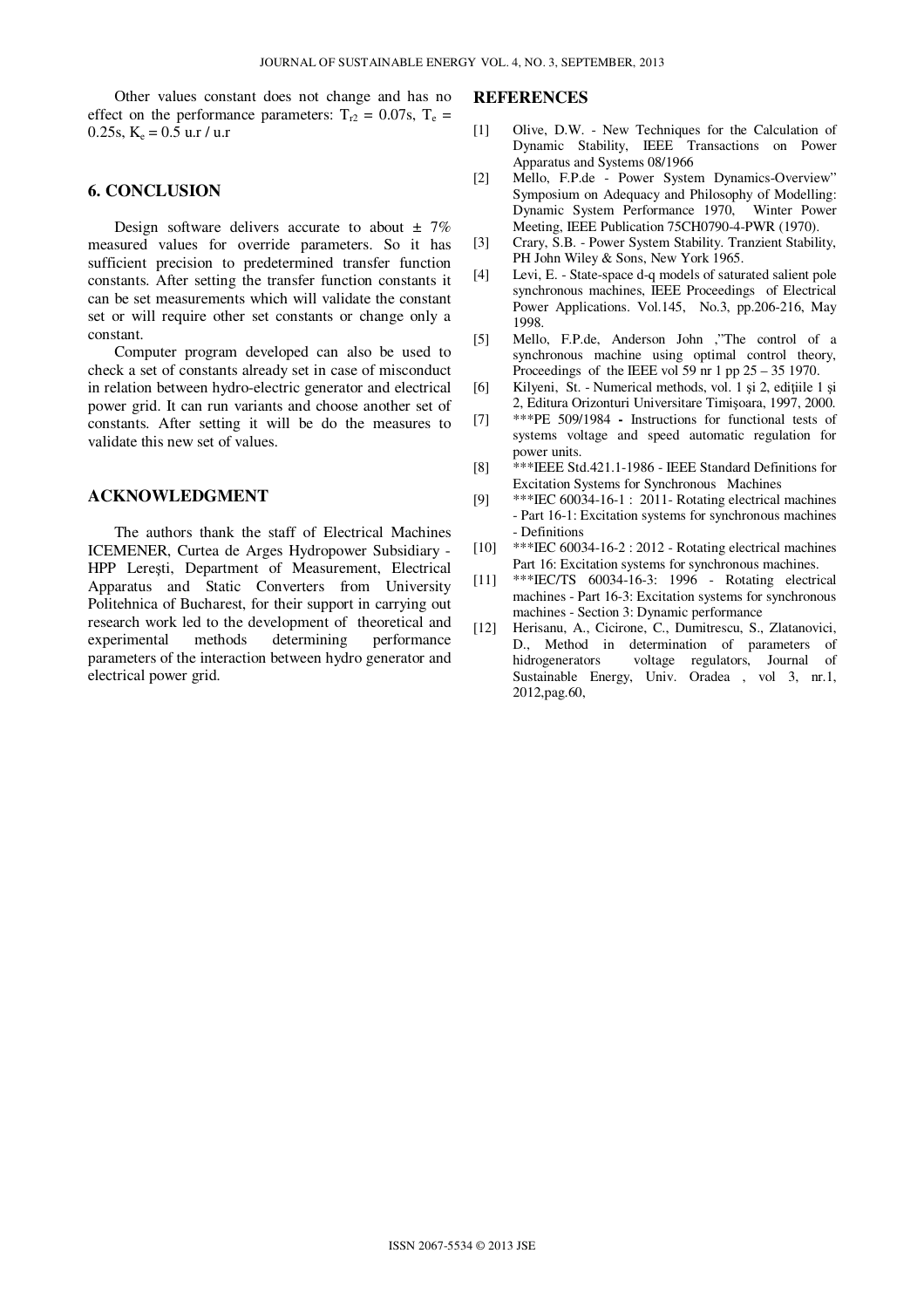Other values constant does not change and has no effect on the performance parameters: $T_{r2}$ = 0.07s, $T_e$ = 0.25s, $K_e$ = 0.5 u.r / u.r

## 6. CONCLUSION

Design software delivers accurate to about ± 7% measured values for override parameters. So it has sufficient precision to predetermined transfer function constants. After setting the transfer function constants it can be set measurements which will validate the constant set or will require other set constants or change only a constant.

Computer program developed can also be used to check a set of constants already set in case of misconduct in relation between hydro-electric generator and electrical power grid. It can run variants and choose another set of constants. After setting it will be do the measures to validate this new set of values.

## ACKNOWLEDGMENT

The authors thank the staff of Electrical Machines ICEMENER, Curtea de Arges Hydropower Subsidiary - HPP Lereşti, Department of Measurement, Electrical Apparatus and Static Converters from University Politehnica of Bucharest, for their support in carrying out research work led to the development of theoretical and experimental methods determining performance parameters of the interaction between hydro generator and electrical power grid.

## REFERENCES

[1] Olive, D.W. - New Techniques for the Calculation of Dynamic Stability, IEEE Transactions on Power Apparatus and Systems 08/1966

[2] Mello, F.P.de - Power System Dynamics-Overview" Symposium on Adequacy and Philosophy of Modelling: Dynamic System Performance 1970, Winter Power Meeting, IEEE Publication 75CH0790-4-PWR (1970).

[3] Crary, S.B. - Power System Stability. Tranzient Stability, PH John Wiley & Sons, New York 1965.

[4] Levi, E. - State-space d-q models of saturated salient pole synchronous machines, IEEE Proceedings of Electrical Power Applications. Vol.145, No.3, pp.206-216, May 1998.

[5] Mello, F.P.de, Anderson John ,"The control of a synchronous machine using optimal control theory, Proceedings of the IEEE vol 59 nr 1 pp 25 – 35 1970.

[6] Kilyeni, St. - Numerical methods, vol. 1 şi 2, ediţiile 1 şi 2, Editura Orizonturi Universitare Timişoara, 1997, 2000.

[7] ***PE 509/1984 - Instructions for functional tests of systems voltage and speed automatic regulation for power units.

[8] ***IEEE Std.421.1-1986 - IEEE Standard Definitions for Excitation Systems for Synchronous Machines

[9] ***IEC 60034-16-1 : 2011- Rotating electrical machines - Part 16-1: Excitation systems for synchronous machines - Definitions

[10] ***IEC 60034-16-2 : 2012 - Rotating electrical machines Part 16: Excitation systems for synchronous machines.

[11] ***IEC/TS 60034-16-3: 1996 - Rotating electrical machines - Part 16-3: Excitation systems for synchronous machines - Section 3: Dynamic performance

[12] Herisanu, A., Cicirone, C., Dumitrescu, S., Zlatanovici, D., Method in determination of parameters of hidrogenerators voltage regulators, Journal of Sustainable Energy, Univ. Oradea , vol 3, nr.1, 2012,pag.60,